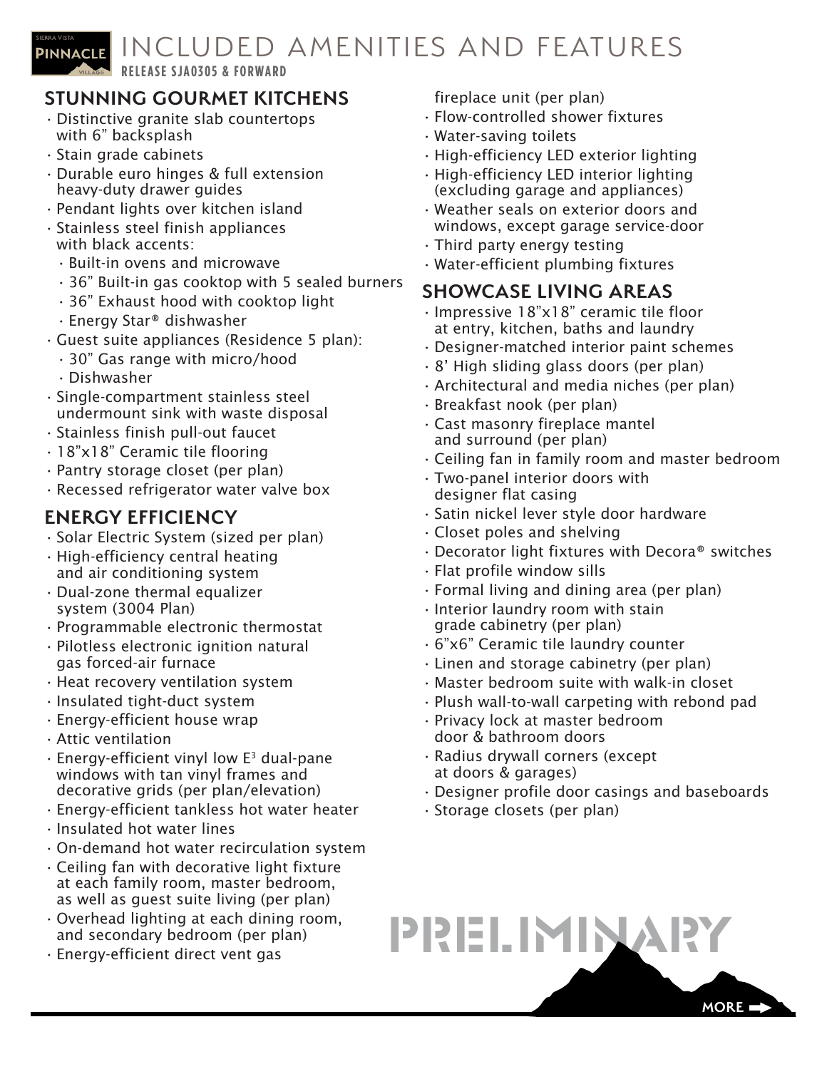# INCLUDED AMENITIES AND FEATURES

**RELEASE SJA0305 & FORWARD**

## STUNNING GOURMET KITCHENS

- Distinctive granite slab countertops with 6" backsplash
- Stain grade cabinets
- Durable euro hinges & full extension heavy-duty drawer guides
- Pendant lights over kitchen island
- Stainless steel finish appliances with black accents:
  - Built-in ovens and microwave
  - 36" Built-in gas cooktop with 5 sealed burners
  - 36" Exhaust hood with cooktop light
  - Energy Star® dishwasher
- Guest suite appliances (Residence 5 plan):
  - 30" Gas range with micro/hood
  - Dishwasher
- Single-compartment stainless steel undermount sink with waste disposal
- Stainless finish pull-out faucet
- 18"x18" Ceramic tile flooring
- Pantry storage closet (per plan)
- Recessed refrigerator water valve box

## ENERGY EFFICIENCY

- Solar Electric System (sized per plan)
- High-efficiency central heating and air conditioning system
- Dual-zone thermal equalizer system (3004 Plan)
- Programmable electronic thermostat
- Pilotless electronic ignition natural gas forced-air furnace
- Heat recovery ventilation system
- Insulated tight-duct system
- Energy-efficient house wrap
- Attic ventilation
- Energy-efficient vinyl low $E^3$ dual-pane windows with tan vinyl frames and decorative grids (per plan/elevation)
- Energy-efficient tankless hot water heater
- Insulated hot water lines
- On-demand hot water recirculation system
- Ceiling fan with decorative light fixture at each family room, master bedroom, as well as guest suite living (per plan)
- Overhead lighting at each dining room, and secondary bedroom (per plan)
- Energy-efficient direct vent gas fireplace unit (per plan)
- Flow-controlled shower fixtures
- Water-saving toilets
- High-efficiency LED exterior lighting
- High-efficiency LED interior lighting (excluding garage and appliances)
- Weather seals on exterior doors and windows, except garage service-door
- Third party energy testing
- Water-efficient plumbing fixtures

## SHOWCASE LIVING AREAS

- Impressive 18"x18" ceramic tile floor at entry, kitchen, baths and laundry
- Designer-matched interior paint schemes
- 8' High sliding glass doors (per plan)
- Architectural and media niches (per plan)
- Breakfast nook (per plan)
- Cast masonry fireplace mantel and surround (per plan)
- Ceiling fan in family room and master bedroom
- Two-panel interior doors with designer flat casing
- Satin nickel lever style door hardware
- Closet poles and shelving
- Decorator light fixtures with Decora® switches
- Flat profile window sills
- Formal living and dining area (per plan)
- Interior laundry room with stain grade cabinetry (per plan)
- 6"x6" Ceramic tile laundry counter
- Linen and storage cabinetry (per plan)
- Master bedroom suite with walk-in closet
- Plush wall-to-wall carpeting with rebond pad
- Privacy lock at master bedroom door & bathroom doors
- Radius drywall corners (except at doors & garages)
- Designer profile door casings and baseboards
- Storage closets (per plan)

PRELIMINARY

MORE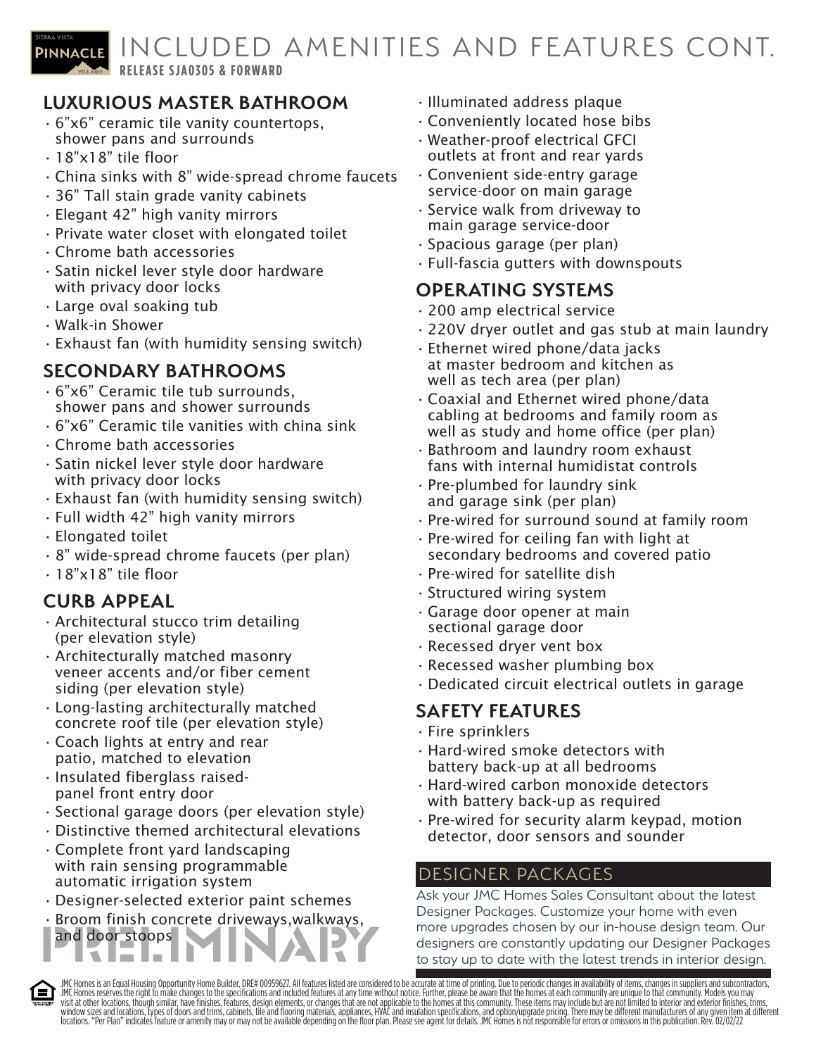# INCLUDED AMENITIES AND FEATURES CONT.

**RELEASE SJA0305 & FORWARD**

## LUXURIOUS MASTER BATHROOM

- 6"x6" ceramic tile vanity countertops, shower pans and surrounds
- 18"x18" tile floor
- China sinks with 8" wide-spread chrome faucets
- 36" Tall stain grade vanity cabinets
- Elegant 42" high vanity mirrors
- Private water closet with elongated toilet
- Chrome bath accessories
- Satin nickel lever style door hardware with privacy door locks
- Large oval soaking tub
- Walk-in Shower
- Exhaust fan (with humidity sensing switch)

## SECONDARY BATHROOMS

- 6"x6" Ceramic tile tub surrounds, shower pans and shower surrounds
- 6"x6" Ceramic tile vanities with china sink
- Chrome bath accessories
- Satin nickel lever style door hardware with privacy door locks
- Exhaust fan (with humidity sensing switch)
- Full width 42" high vanity mirrors
- Elongated toilet
- 8" wide-spread chrome faucets (per plan)
- 18"x18" tile floor

## CURB APPEAL

- Architectural stucco trim detailing (per elevation style)
- Architecturally matched masonry veneer accents and/or fiber cement siding (per elevation style)
- Long-lasting architecturally matched concrete roof tile (per elevation style)
- Coach lights at entry and rear patio, matched to elevation
- Insulated fiberglass raised-panel front entry door
- Sectional garage doors (per elevation style)
- Distinctive themed architectural elevations
- Complete front yard landscaping with rain sensing programmable automatic irrigation system
- Designer-selected exterior paint schemes
- Broom finish concrete driveways,walkways, and door stoops
- Illuminated address plaque
- Conveniently located hose bibs
- Weather-proof electrical GFCI outlets at front and rear yards
- Convenient side-entry garage service-door on main garage
- Service walk from driveway to main garage service-door
- Spacious garage (per plan)
- Full-fascia gutters with downspouts

## OPERATING SYSTEMS

- 200 amp electrical service
- 220V dryer outlet and gas stub at main laundry
- Ethernet wired phone/data jacks at master bedroom and kitchen as well as tech area (per plan)
- Coaxial and Ethernet wired phone/data cabling at bedrooms and family room as well as study and home office (per plan)
- Bathroom and laundry room exhaust fans with internal humidistat controls
- Pre-plumbed for laundry sink and garage sink (per plan)
- Pre-wired for surround sound at family room
- Pre-wired for ceiling fan with light at secondary bedrooms and covered patio
- Pre-wired for satellite dish
- Structured wiring system
- Garage door opener at main sectional garage door
- Recessed dryer vent box
- Recessed washer plumbing box
- Dedicated circuit electrical outlets in garage

## SAFETY FEATURES

- Fire sprinklers
- Hard-wired smoke detectors with battery back-up at all bedrooms
- Hard-wired carbon monoxide detectors with battery back-up as required
- Pre-wired for security alarm keypad, motion detector, door sensors and sounder

## DESIGNER PACKAGES

Ask your JMC Homes Sales Consultant about the latest Designer Packages. Customize your home with even more upgrades chosen by our in-house design team. Our designers are constantly updating our Designer Packages to stay up to date with the latest trends in interior design.

PRELIMINARY

JMC Homes is an Equal Housing Opportunity Home Builder, DRE# 00959627. All features listed are considered to be accurate at time of printing. Due to periodic changes in availability of items, changes in suppliers and subcontractors, JMC Homes reserves the right to make changes to the specifications and included features at any time without notice. Further, please be aware that the homes at each community are unique to that community. Models you may visit at other locations, though similar, have finishes, features, design elements, or changes that are not applicable to the homes at this community. These items may include but are not limited to interior and exterior finishes, trims, window sizes and locations, types of doors and trims, cabinets, tile and flooring materials, appliances, HVAC and insulation specifications, and option/upgrade pricing. There may be different manufacturers of any given item at different locations. "Per Plan" indicates feature or amenity may or may not be available depending on the floor plan. Please see agent for details. JMC Homes is not responsible for errors or omissions in this publication. Rev. 02/02/22